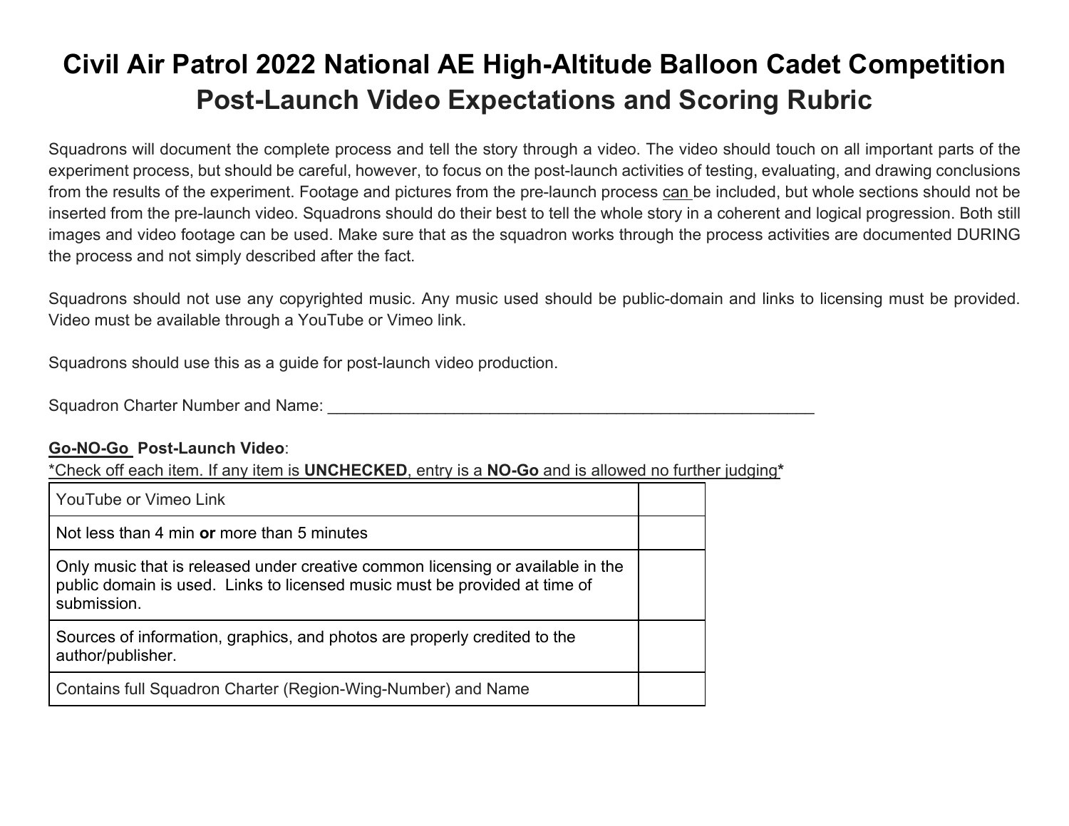# Civil Air Patrol 2022 National AE High-Altitude Balloon Cadet Competition
## Post-Launch Video Expectations and Scoring Rubric

Squadrons will document the complete process and tell the story through a video. The video should touch on all important parts of the experiment process, but should be careful, however, to focus on the post-launch activities of testing, evaluating, and drawing conclusions from the results of the experiment. Footage and pictures from the pre-launch process <u>can</u> be included, but whole sections should not be inserted from the pre-launch video. Squadrons should do their best to tell the whole story in a coherent and logical progression. Both still images and video footage can be used. Make sure that as the squadron works through the process activities are documented DURING the process and not simply described after the fact.

Squadrons should not use any copyrighted music. Any music used should be public-domain and links to licensing must be provided. Video must be available through a YouTube or Vimeo link.

Squadrons should use this as a guide for post-launch video production.

Squadron Charter Number and Name: ____________________________________________________________

**<u>Go-NO-Go</u> Post-Launch Video**:

<u>*Check off each item. If any item is **UNCHECKED**, entry is a **NO-Go** and is allowed no further judging*</u>

| Item | |
|---|---|
| YouTube or Vimeo Link | |
| Not less than 4 min **or** more than 5 minutes | |
| Only music that is released under creative common licensing or available in the public domain is used. Links to licensed music must be provided at time of submission. | |
| Sources of information, graphics, and photos are properly credited to the author/publisher. | |
| Contains full Squadron Charter (Region-Wing-Number) and Name | |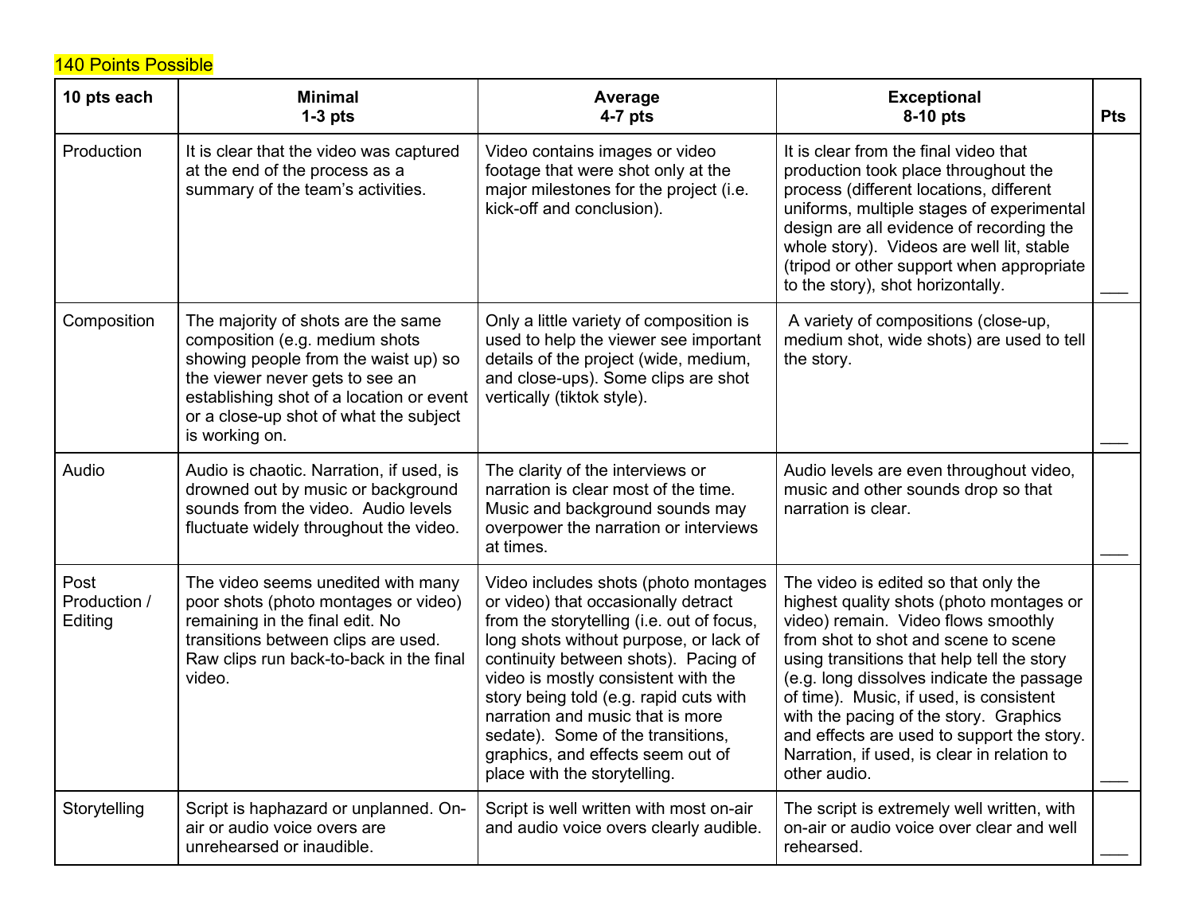140 Points Possible

| 10 pts each | Minimal<br>1-3 pts | Average<br>4-7 pts | Exceptional<br>8-10 pts | Pts |
|---|---|---|---|---|
| Production | It is clear that the video was captured at the end of the process as a summary of the team's activities. | Video contains images or video footage that were shot only at the major milestones for the project (i.e. kick-off and conclusion). | It is clear from the final video that production took place throughout the process (different locations, different uniforms, multiple stages of experimental design are all evidence of recording the whole story). Videos are well lit, stable (tripod or other support when appropriate to the story), shot horizontally. | ___ |
| Composition | The majority of shots are the same composition (e.g. medium shots showing people from the waist up) so the viewer never gets to see an establishing shot of a location or event or a close-up shot of what the subject is working on. | Only a little variety of composition is used to help the viewer see important details of the project (wide, medium, and close-ups). Some clips are shot vertically (tiktok style). | A variety of compositions (close-up, medium shot, wide shots) are used to tell the story. | ___ |
| Audio | Audio is chaotic. Narration, if used, is drowned out by music or background sounds from the video. Audio levels fluctuate widely throughout the video. | The clarity of the interviews or narration is clear most of the time. Music and background sounds may overpower the narration or interviews at times. | Audio levels are even throughout video, music and other sounds drop so that narration is clear. | ___ |
| Post Production / Editing | The video seems unedited with many poor shots (photo montages or video) remaining in the final edit. No transitions between clips are used. Raw clips run back-to-back in the final video. | Video includes shots (photo montages or video) that occasionally detract from the storytelling (i.e. out of focus, long shots without purpose, or lack of continuity between shots). Pacing of video is mostly consistent with the story being told (e.g. rapid cuts with narration and music that is more sedate). Some of the transitions, graphics, and effects seem out of place with the storytelling. | The video is edited so that only the highest quality shots (photo montages or video) remain. Video flows smoothly from shot to shot and scene to scene using transitions that help tell the story (e.g. long dissolves indicate the passage of time). Music, if used, is consistent with the pacing of the story. Graphics and effects are used to support the story. Narration, if used, is clear in relation to other audio. | ___ |
| Storytelling | Script is haphazard or unplanned. On-air or audio voice overs are unrehearsed or inaudible. | Script is well written with most on-air and audio voice overs clearly audible. | The script is extremely well written, with on-air or audio voice over clear and well rehearsed. | ___ |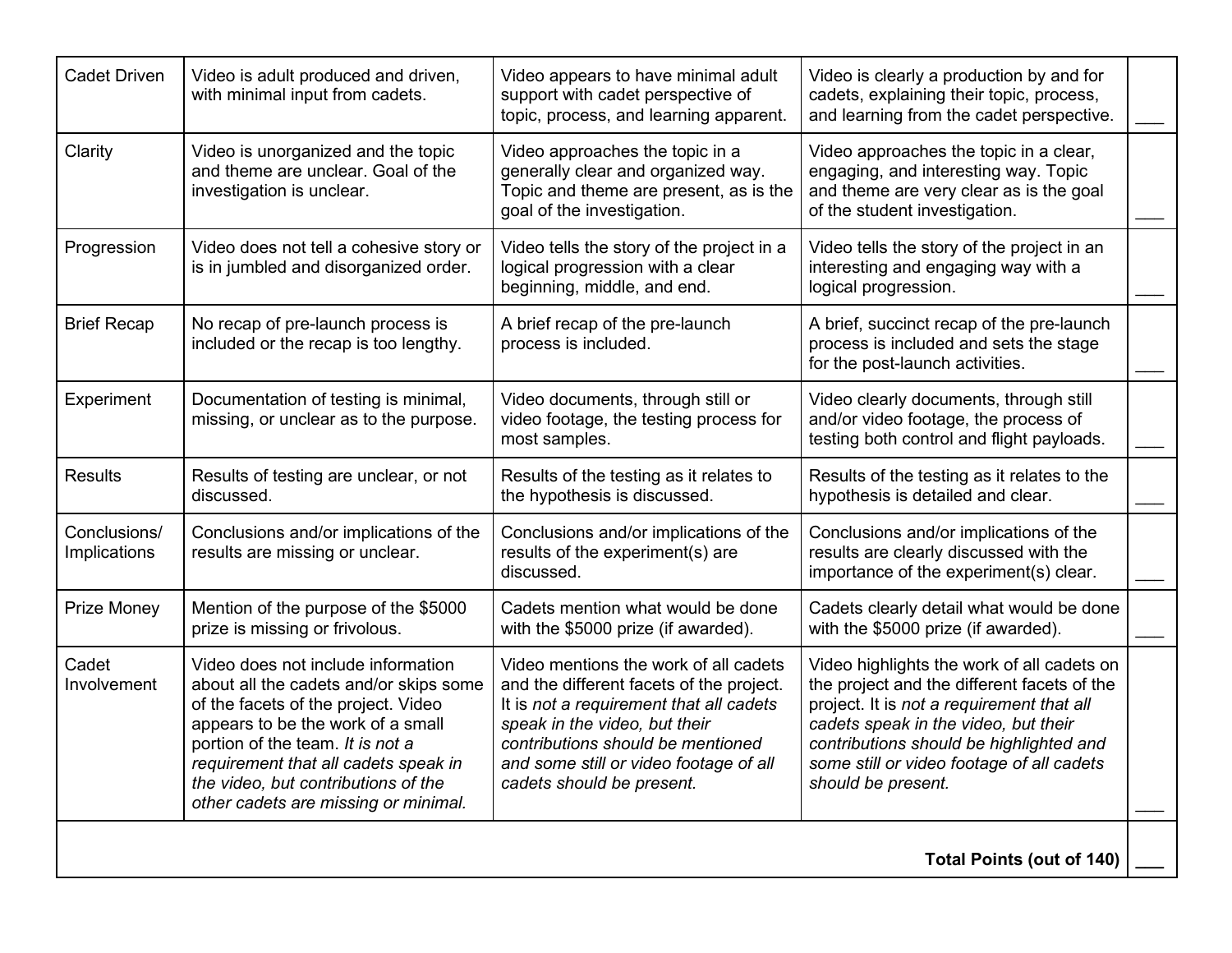| | | | | |
|---|---|---|---|---|
| Cadet Driven | Video is adult produced and driven, with minimal input from cadets. | Video appears to have minimal adult support with cadet perspective of topic, process, and learning apparent. | Video is clearly a production by and for cadets, explaining their topic, process, and learning from the cadet perspective. | ___ |
| Clarity | Video is unorganized and the topic and theme are unclear. Goal of the investigation is unclear. | Video approaches the topic in a generally clear and organized way. Topic and theme are present, as is the goal of the investigation. | Video approaches the topic in a clear, engaging, and interesting way. Topic and theme are very clear as is the goal of the student investigation. | ___ |
| Progression | Video does not tell a cohesive story or is in jumbled and disorganized order. | Video tells the story of the project in a logical progression with a clear beginning, middle, and end. | Video tells the story of the project in an interesting and engaging way with a logical progression. | ___ |
| Brief Recap | No recap of pre-launch process is included or the recap is too lengthy. | A brief recap of the pre-launch process is included. | A brief, succinct recap of the pre-launch process is included and sets the stage for the post-launch activities. | ___ |
| Experiment | Documentation of testing is minimal, missing, or unclear as to the purpose. | Video documents, through still or video footage, the testing process for most samples. | Video clearly documents, through still and/or video footage, the process of testing both control and flight payloads. | ___ |
| Results | Results of testing are unclear, or not discussed. | Results of the testing as it relates to the hypothesis is discussed. | Results of the testing as it relates to the hypothesis is detailed and clear. | ___ |
| Conclusions/ Implications | Conclusions and/or implications of the results are missing or unclear. | Conclusions and/or implications of the results of the experiment(s) are discussed. | Conclusions and/or implications of the results are clearly discussed with the importance of the experiment(s) clear. | ___ |
| Prize Money | Mention of the purpose of the $5000 prize is missing or frivolous. | Cadets mention what would be done with the $5000 prize (if awarded). | Cadets clearly detail what would be done with the $5000 prize (if awarded). | ___ |
| Cadet Involvement | Video does not include information about all the cadets and/or skips some of the facets of the project. Video appears to be the work of a small portion of the team. *It is not a requirement that all cadets speak in the video, but contributions of the other cadets are missing or minimal.* | Video mentions the work of all cadets and the different facets of the project. It is *not a requirement that all cadets speak in the video, but their contributions should be mentioned and some still or video footage of all cadets should be present.* | Video highlights the work of all cadets on the project and the different facets of the project. It is *not a requirement that all cadets speak in the video, but their contributions should be highlighted and some still or video footage of all cadets should be present.* | ___ |
| | | | **Total Points (out of 140)** | ___ |